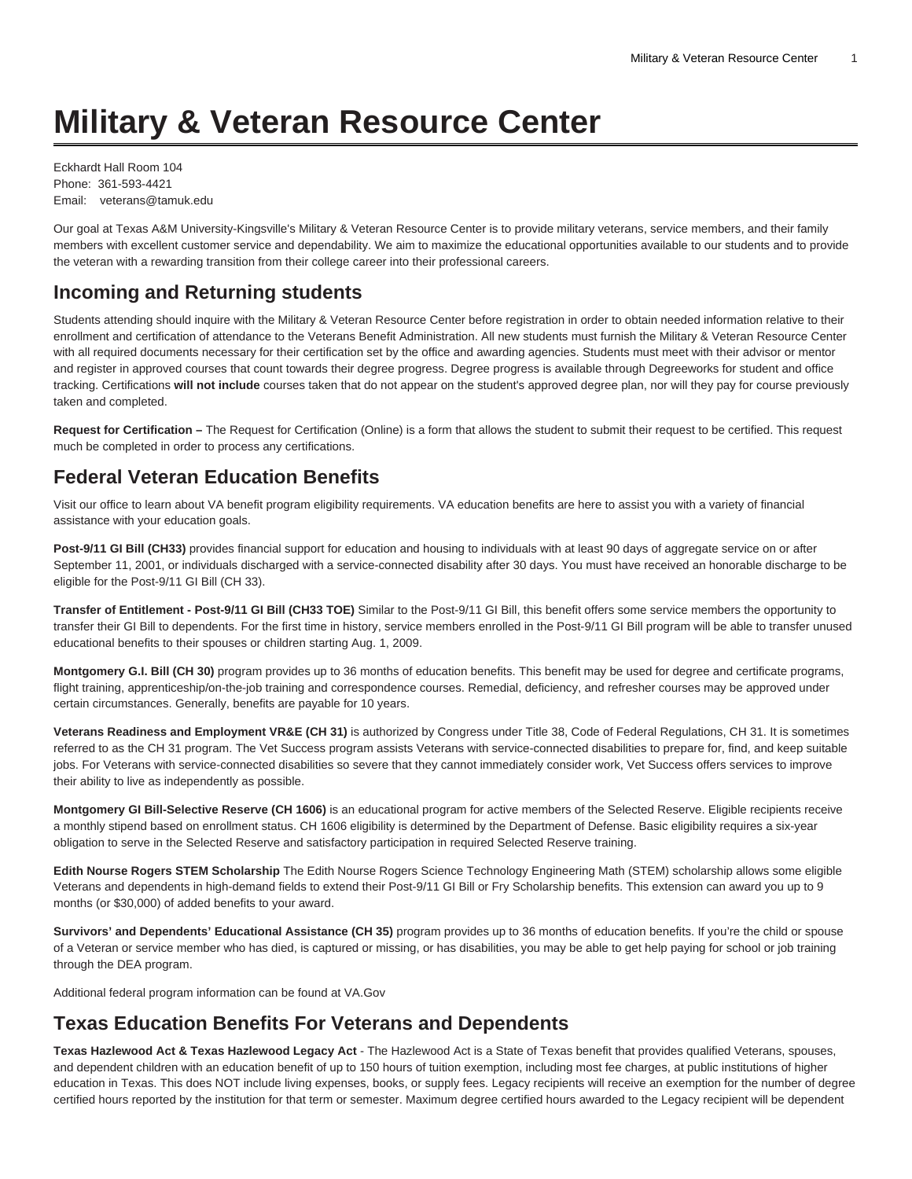# Military & Veteran Resource Center

Eckhardt Hall Room 104
Phone: 361-593-4421
Email: veterans@tamuk.edu

Our goal at Texas A&M University-Kingsville's Military & Veteran Resource Center is to provide military veterans, service members, and their family members with excellent customer service and dependability. We aim to maximize the educational opportunities available to our students and to provide the veteran with a rewarding transition from their college career into their professional careers.

## Incoming and Returning students

Students attending should inquire with the Military & Veteran Resource Center before registration in order to obtain needed information relative to their enrollment and certification of attendance to the Veterans Benefit Administration. All new students must furnish the Military & Veteran Resource Center with all required documents necessary for their certification set by the office and awarding agencies. Students must meet with their advisor or mentor and register in approved courses that count towards their degree progress. Degree progress is available through Degreeworks for student and office tracking. Certifications **will not include** courses taken that do not appear on the student's approved degree plan, nor will they pay for course previously taken and completed.

**Request for Certification –** The Request for Certification (Online) is a form that allows the student to submit their request to be certified. This request much be completed in order to process any certifications.

## Federal Veteran Education Benefits

Visit our office to learn about VA benefit program eligibility requirements. VA education benefits are here to assist you with a variety of financial assistance with your education goals.

**Post-9/11 GI Bill (CH33)** provides financial support for education and housing to individuals with at least 90 days of aggregate service on or after September 11, 2001, or individuals discharged with a service-connected disability after 30 days. You must have received an honorable discharge to be eligible for the Post-9/11 GI Bill (CH 33).

**Transfer of Entitlement - Post-9/11 GI Bill (CH33 TOE)** Similar to the Post-9/11 GI Bill, this benefit offers some service members the opportunity to transfer their GI Bill to dependents. For the first time in history, service members enrolled in the Post-9/11 GI Bill program will be able to transfer unused educational benefits to their spouses or children starting Aug. 1, 2009.

**Montgomery G.I. Bill (CH 30)** program provides up to 36 months of education benefits. This benefit may be used for degree and certificate programs, flight training, apprenticeship/on-the-job training and correspondence courses. Remedial, deficiency, and refresher courses may be approved under certain circumstances. Generally, benefits are payable for 10 years.

**Veterans Readiness and Employment VR&E (CH 31)** is authorized by Congress under Title 38, Code of Federal Regulations, CH 31. It is sometimes referred to as the CH 31 program. The Vet Success program assists Veterans with service-connected disabilities to prepare for, find, and keep suitable jobs. For Veterans with service-connected disabilities so severe that they cannot immediately consider work, Vet Success offers services to improve their ability to live as independently as possible.

**Montgomery GI Bill-Selective Reserve (CH 1606)** is an educational program for active members of the Selected Reserve. Eligible recipients receive a monthly stipend based on enrollment status. CH 1606 eligibility is determined by the Department of Defense. Basic eligibility requires a six-year obligation to serve in the Selected Reserve and satisfactory participation in required Selected Reserve training.

**Edith Nourse Rogers STEM Scholarship** The Edith Nourse Rogers Science Technology Engineering Math (STEM) scholarship allows some eligible Veterans and dependents in high-demand fields to extend their Post-9/11 GI Bill or Fry Scholarship benefits. This extension can award you up to 9 months (or $30,000) of added benefits to your award.

**Survivors' and Dependents' Educational Assistance (CH 35)** program provides up to 36 months of education benefits. If you're the child or spouse of a Veteran or service member who has died, is captured or missing, or has disabilities, you may be able to get help paying for school or job training through the DEA program.

Additional federal program information can be found at VA.Gov

## Texas Education Benefits For Veterans and Dependents

**Texas Hazlewood Act & Texas Hazlewood Legacy Act** - The Hazlewood Act is a State of Texas benefit that provides qualified Veterans, spouses, and dependent children with an education benefit of up to 150 hours of tuition exemption, including most fee charges, at public institutions of higher education in Texas. This does NOT include living expenses, books, or supply fees. Legacy recipients will receive an exemption for the number of degree certified hours reported by the institution for that term or semester. Maximum degree certified hours awarded to the Legacy recipient will be dependent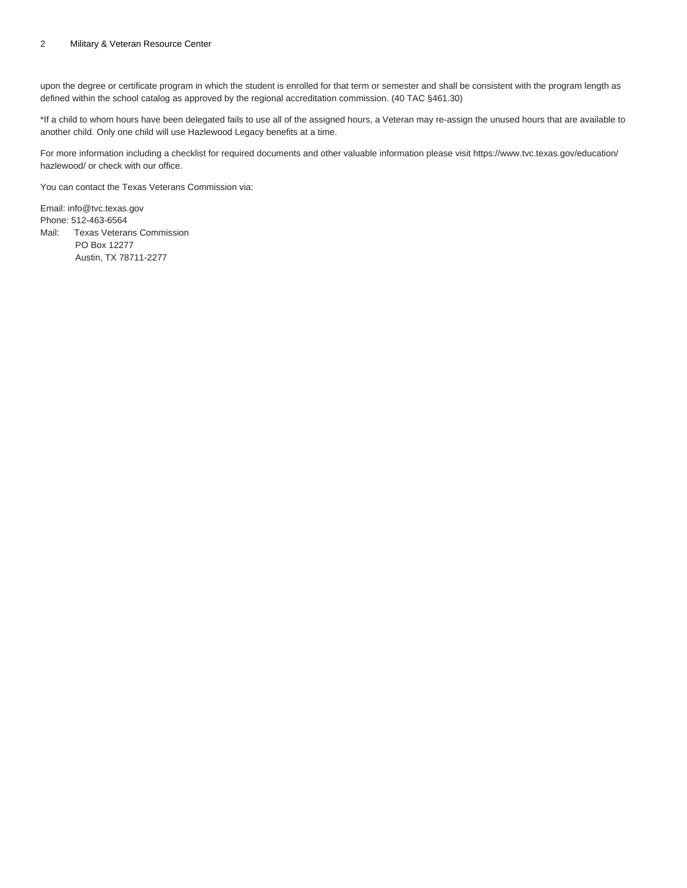upon the degree or certificate program in which the student is enrolled for that term or semester and shall be consistent with the program length as defined within the school catalog as approved by the regional accreditation commission. (40 TAC §461.30)

*If a child to whom hours have been delegated fails to use all of the assigned hours, a Veteran may re-assign the unused hours that are available to another child. Only one child will use Hazlewood Legacy benefits at a time.

For more information including a checklist for required documents and other valuable information please visit https://www.tvc.texas.gov/education/hazlewood/ or check with our office.

You can contact the Texas Veterans Commission via:

Email: info@tvc.texas.gov
Phone: 512-463-6564
Mail: Texas Veterans Commission
PO Box 12277
Austin, TX 78711-2277